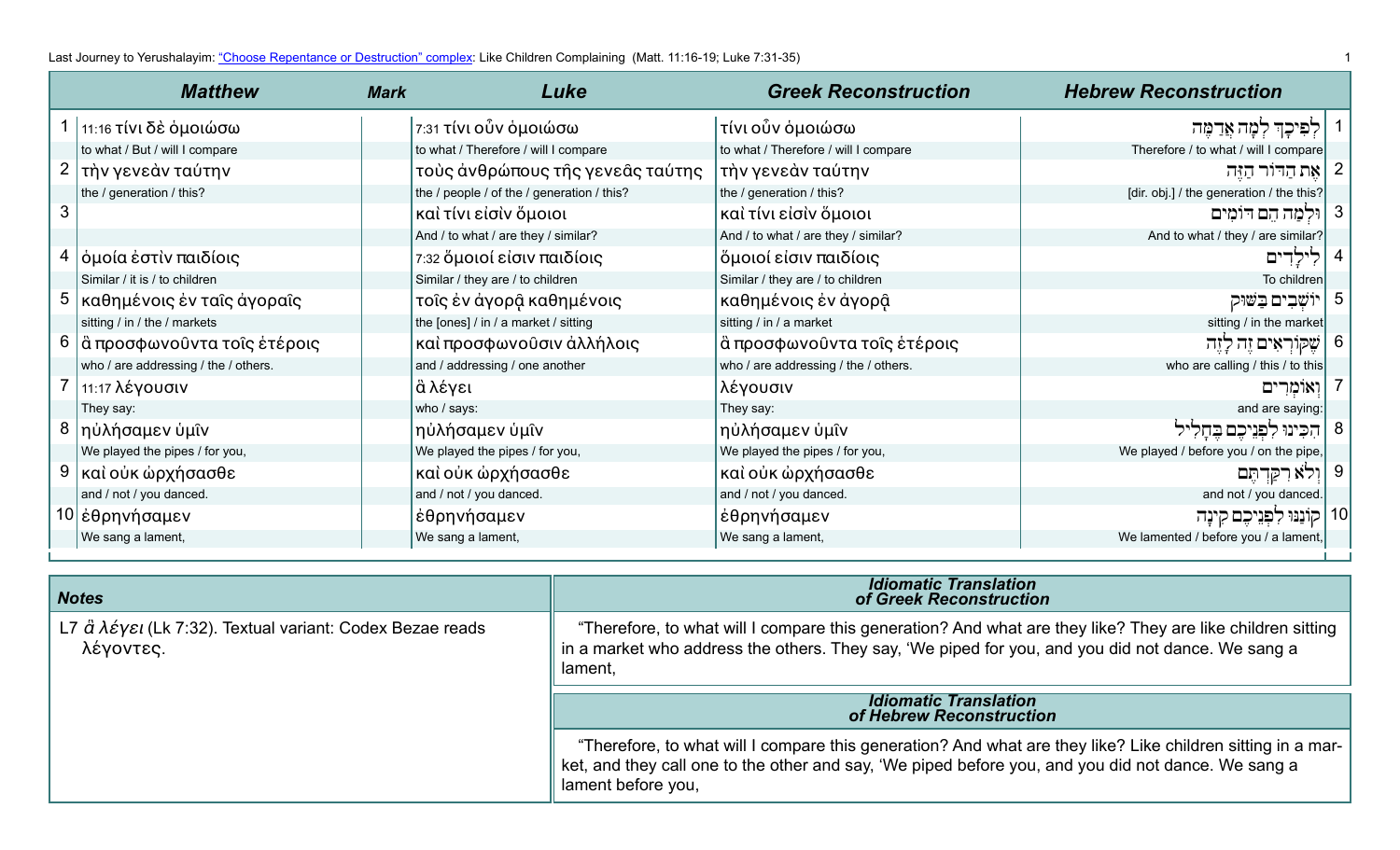Last Journey to Yerushalayim: "Choose Repentance or Destruction" complex: Like Children Complaining (Matt. 11:16-19; Luke 7:31-35)

| | Matthew | Mark | Luke | Greek Reconstruction | Hebrew Reconstruction | |
|---|---|---|---|---|---|---|
| 1 | 11:16 τίνι δὲ ὁμοιώσω<br>to what / But / will I compare | | 7:31 τίνι οὖν ὁμοιώσω<br>to what / Therefore / will I compare | τίνι οὖν ὁμοιώσω<br>to what / Therefore / will I compare | לְפִיכָךְ לְמָה אֲדַמֶּה<br>Therefore / to what / will I compare | 1 |
| 2 | τὴν γενεὰν ταύτην<br>the / generation / this? | | τοὺς ἀνθρώπους τῆς γενεᾶς ταύτης<br>the / people / of the / generation / this? | τὴν γενεὰν ταύτην<br>the / generation / this? | אֶת הַדּוֹר הַזֶּה<br>[dir. obj.] / the generation / the this? | 2 |
| 3 | | | καὶ τίνι εἰσὶν ὅμοιοι<br>And / to what / are they / similar? | καὶ τίνι εἰσὶν ὅμοιοι<br>And / to what / are they / similar? | וּלְמָה הֵם דּוֹמִים<br>And to what / they / are similar? | 3 |
| 4 | ὁμοία ἐστὶν παιδίοις<br>Similar / it is / to children | | 7:32 ὅμοιοί εἰσιν παιδίοις<br>Similar / they are / to children | ὅμοιοί εἰσιν παιδίοις<br>Similar / they are / to children | לִילָדִים<br>To children | 4 |
| 5 | καθημένοις ἐν ταῖς ἀγοραῖς<br>sitting / in / the / markets | | τοῖς ἐν ἀγορᾷ καθημένοις<br>the [ones] / in / a market / sitting | καθημένοις ἐν ἀγορᾷ<br>sitting / in / a market | יוֹשְׁבִים בַּשּׁוּק<br>sitting / in the market | 5 |
| 6 | ἃ προσφωνοῦντα τοῖς ἑτέροις<br>who / are addressing / the / others. | | καὶ προσφωνοῦσιν ἀλλήλοις<br>and / addressing / one another | ἃ προσφωνοῦντα τοῖς ἑτέροις<br>who / are addressing / the / others. | שֶׁקּוֹרְאִים זֶה לָזֶה<br>who are calling / this / to this | 6 |
| 7 | 11:17 λέγουσιν<br>They say: | | ἃ λέγει<br>who / says: | λέγουσιν<br>They say: | וְאוֹמְרִים<br>and are saying: | 7 |
| 8 | ηὐλήσαμεν ὑμῖν<br>We played the pipes / for you, | | ηὐλήσαμεν ὑμῖν<br>We played the pipes / for you, | ηὐλήσαμεν ὑμῖν<br>We played the pipes / for you, | הִכִּינוּ לִפְנֵיכֶם בֶּחָלִיל<br>We played / before you / on the pipe, | 8 |
| 9 | καὶ οὐκ ὠρχήσασθε<br>and / not / you danced. | | καὶ οὐκ ὠρχήσασθε<br>and / not / you danced. | καὶ οὐκ ὠρχήσασθε<br>and / not / you danced. | וְלֹא רִקַּדְתֶּם<br>and not / you danced. | 9 |
| 10 | ἐθρηνήσαμεν<br>We sang a lament, | | ἐθρηνήσαμεν<br>We sang a lament, | ἐθρηνήσαμεν<br>We sang a lament, | קוֹנַנּוּ לִפְנֵיכֶם קִינָה<br>We lamented / before you / a lament, | 10 |

### Notes

L7 *ἃ λέγει* (Lk 7:32). Textual variant: Codex Bezae reads λέγοντες.

### Idiomatic Translation of Greek Reconstruction

"Therefore, to what will I compare this generation? And what are they like? They are like children sitting in a market who address the others. They say, 'We piped for you, and you did not dance. We sang a lament,

### Idiomatic Translation of Hebrew Reconstruction

"Therefore, to what will I compare this generation? And what are they like? Like children sitting in a market, and they call one to the other and say, 'We piped before you, and you did not dance. We sang a lament before you,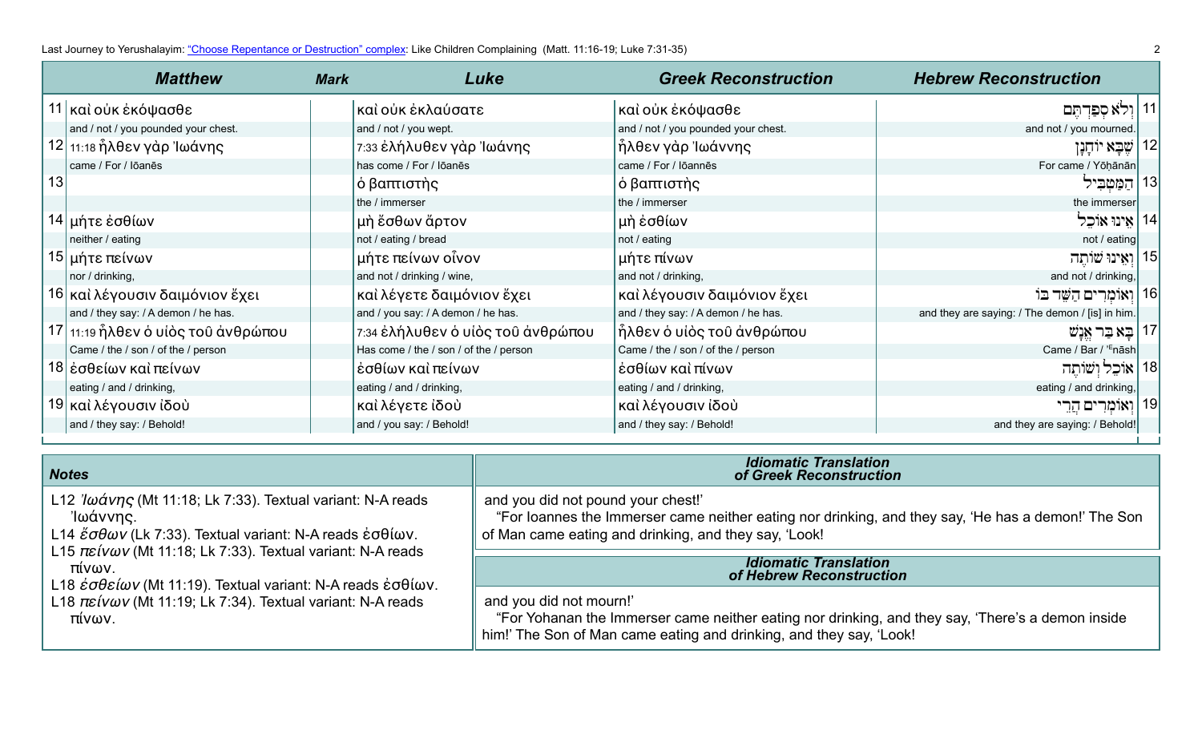| | Matthew | Mark | Luke | Greek Reconstruction | Hebrew Reconstruction | |
|---|---|---|---|---|---|---|
| 11 | καὶ οὐκ ἐκόψασθε | | καὶ οὐκ ἐκλαύσατε | καὶ οὐκ ἐκόψασθε | וְלֹא סְפַדְתֶּם | 11 |
| | and / not / you pounded your chest. | | and / not / you wept. | and / not / you pounded your chest. | and not / you mourned. | |
| 12 | 11:18 ἦλθεν γὰρ Ἰωάνης | | 7:33 ἐλήλυθεν γὰρ Ἰωάνης | ἦλθεν γὰρ Ἰωάννης | שֶׁבָּא יוֹחָנָן | 12 |
| | came / For / Iōanēs | | has come / For / Iōanēs | came / For / Iōannēs | For came / Yōḥānān | |
| 13 | | | ὁ βαπτιστὴς | ὁ βαπτιστὴς | הַמַּטְבִּיל | 13 |
| | | | the / immerser | the / immerser | the immerser | |
| 14 | μήτε ἐσθίων | | μὴ ἔσθων ἄρτον | μὴ ἐσθίων | אֵינוֹ אוֹכֵל | 14 |
| | neither / eating | | not / eating / bread | not / eating | not / eating | |
| 15 | μήτε πείνων | | μήτε πείνων οἶνον | μήτε πίνων | וְאֵינוֹ שׁוֹתֶה | 15 |
| | nor / drinking, | | and not / drinking / wine, | and not / drinking, | and not / drinking, | |
| 16 | καὶ λέγουσιν δαιμόνιον ἔχει | | καὶ λέγετε δαιμόνιον ἔχει | καὶ λέγουσιν δαιμόνιον ἔχει | וְאוֹמְרִים הַשֵּׁד בּוֹ | 16 |
| | and / they say: / A demon / he has. | | and / you say: / A demon / he has. | and / they say: / A demon / he has. | and they are saying: / The demon / [is] in him. | |
| 17 | 11:19 ἦλθεν ὁ υἱὸς τοῦ ἀνθρώπου | | 7:34 ἐλήλυθεν ὁ υἱὸς τοῦ ἀνθρώπου | ἦλθεν ὁ υἱὸς τοῦ ἀνθρώπου | בָּא בַּר אֱנָשׁ | 17 |
| | Came / the / son / of the / person | | Has come / the / son / of the / person | Came / the / son / of the / person | Came / Bar / ʾEnāsh | |
| 18 | ἐσθείων καὶ πείνων | | ἐσθίων καὶ πείνων | ἐσθίων καὶ πίνων | אוֹכֵל וְשׁוֹתֶה | 18 |
| | eating / and / drinking, | | eating / and / drinking, | eating / and / drinking, | eating / and drinking, | |
| 19 | καὶ λέγουσιν ἰδοὺ | | καὶ λέγετε ἰδοὺ | καὶ λέγουσιν ἰδοὺ | וְאוֹמְרִים הֲרֵי | 19 |
| | and / they say: / Behold! | | and / you say: / Behold! | and / they say: / Behold! | and they are saying: / Behold! | |

### Notes

L12 *Ἰωάνης* (Mt 11:18; Lk 7:33). Textual variant: N-A reads Ἰωάννης.
L14 *ἔσθων* (Lk 7:33). Textual variant: N-A reads ἐσθίων.
L15 *πείνων* (Mt 11:18; Lk 7:33). Textual variant: N-A reads πίνων.
L18 *ἐσθείων* (Mt 11:19). Textual variant: N-A reads ἐσθίων.
L18 *πείνων* (Mt 11:19; Lk 7:34). Textual variant: N-A reads πίνων.

### Idiomatic Translation of Greek Reconstruction

and you did not pound your chest!'

"For Ioannes the Immerser came neither eating nor drinking, and they say, 'He has a demon!' The Son of Man came eating and drinking, and they say, 'Look!

### Idiomatic Translation of Hebrew Reconstruction

and you did not mourn!'

"For Yohanan the Immerser came neither eating nor drinking, and they say, 'There's a demon inside him!' The Son of Man came eating and drinking, and they say, 'Look!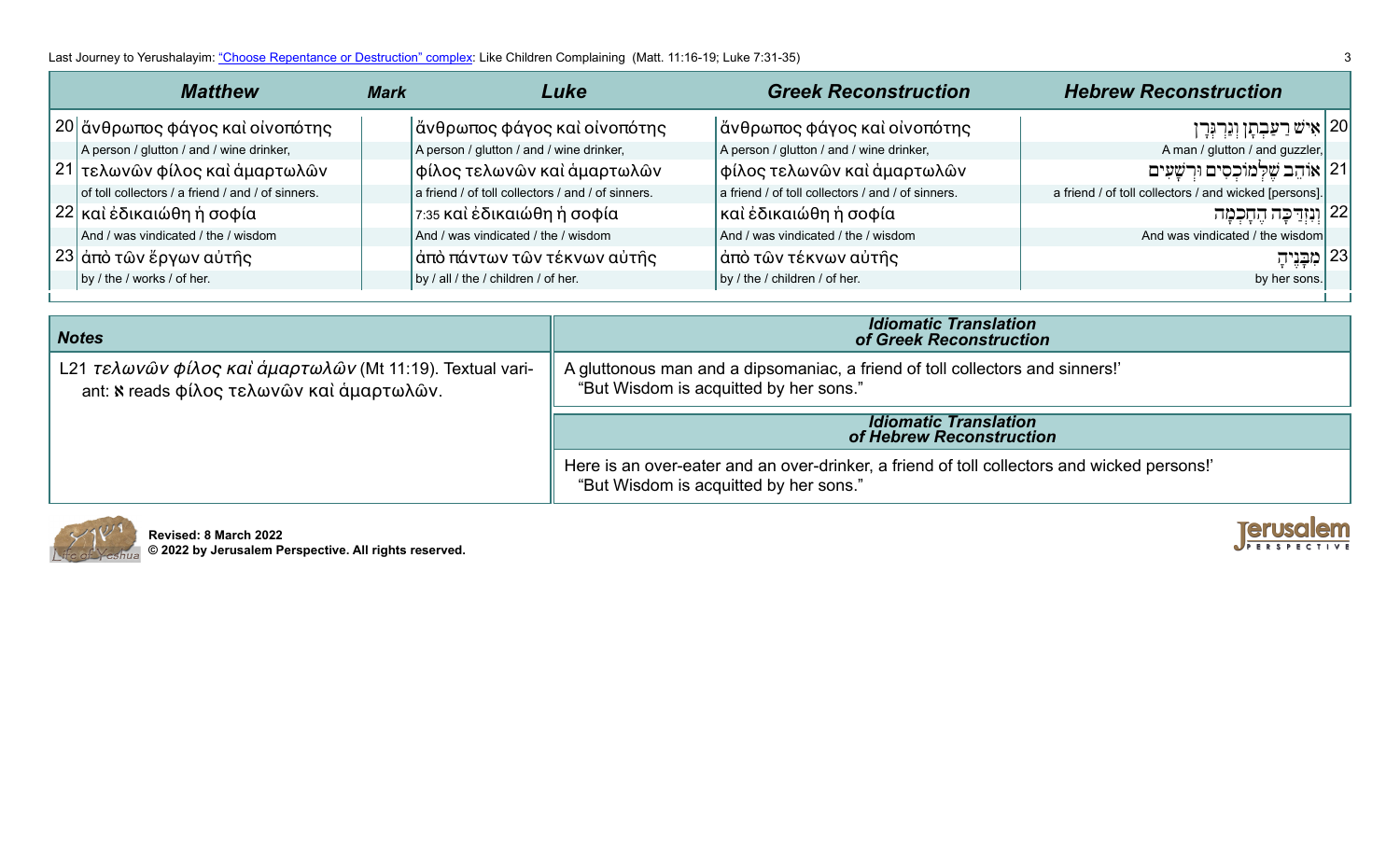| | Matthew | Mark | Luke | Greek Reconstruction | Hebrew Reconstruction | |
|---|---|---|---|---|---|---|
| 20 | ἄνθρωπος φάγος καὶ οἰνοπότης | | ἄνθρωπος φάγος καὶ οἰνοπότης | ἄνθρωπος φάγος καὶ οἰνοπότης | וְאִישׁ רַעַבְתָן וְגַרְגְּרָן | 20 |
| | A person / glutton / and / wine drinker, | | A person / glutton / and / wine drinker, | A person / glutton / and / wine drinker, | A man / glutton / and guzzler, | |
| 21 | τελωνῶν φίλος καὶ ἁμαρτωλῶν | | φίλος τελωνῶν καὶ ἁμαρτωλῶν | φίλος τελωνῶν καὶ ἁμαρτωλῶν | אוֹהֵב שֶׁלְמוֹכְסִים וּרְשָׁעִים | 21 |
| | of toll collectors / a friend / and / of sinners. | | a friend / of toll collectors / and / of sinners. | a friend / of toll collectors / and / of sinners. | a friend / of toll collectors / and wicked [persons]. | |
| 22 | καὶ ἐδικαιώθη ἡ σοφία | | 7:35 καὶ ἐδικαιώθη ἡ σοφία | καὶ ἐδικαιώθη ἡ σοφία | וְנִזְדַּכָּה הַחָכְמָה | 22 |
| | And / was vindicated / the / wisdom | | And / was vindicated / the / wisdom | And / was vindicated / the / wisdom | And was vindicated / the wisdom | |
| 23 | ἀπὸ τῶν ἔργων αὐτῆς | | ἀπὸ πάντων τῶν τέκνων αὐτῆς | ἀπὸ τῶν τέκνων αὐτῆς | מִבָּנֶיהָ | 23 |
| | by / the / works / of her. | | by / all / the / children / of her. | by / the / children / of her. | by her sons. | |

| Notes |
|---|
| L21 *τελωνῶν φίλος καὶ ἁμαρτωλῶν* (Mt 11:19). Textual variant: א reads φίλος τελωνῶν καὶ ἁμαρτωλῶν. |

**Idiomatic Translation of Greek Reconstruction**

A gluttonous man and a dipsomaniac, a friend of toll collectors and sinners!'
"But Wisdom is acquitted by her sons."

**Idiomatic Translation of Hebrew Reconstruction**

Here is an over-eater and an over-drinker, a friend of toll collectors and wicked persons!'
"But Wisdom is acquitted by her sons."

**Revised: 8 March 2022**
**© 2022 by Jerusalem Perspective. All rights reserved.**